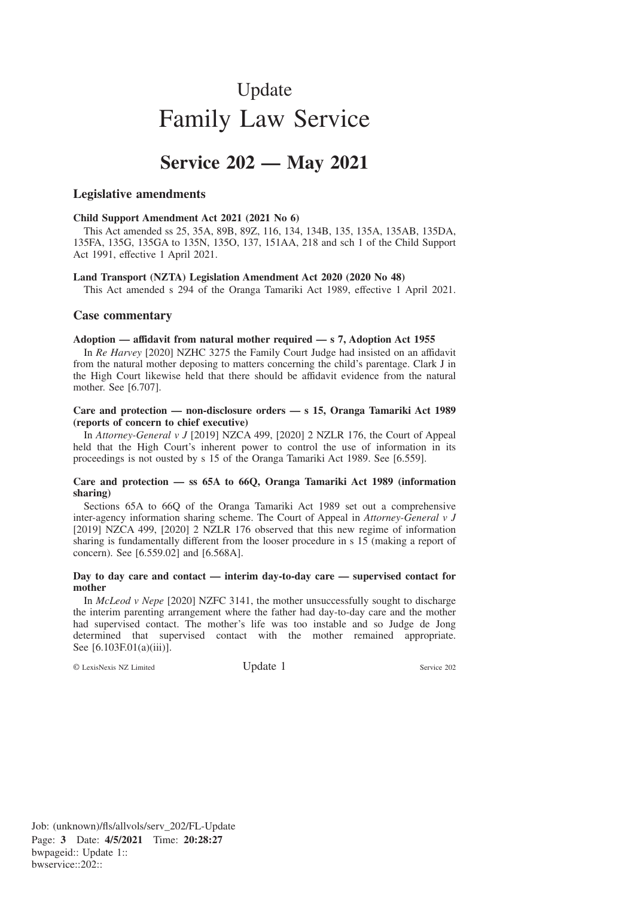# Update

# Family Law Service

## Service 202 — May 2021

### Legislative amendments

**Child Support Amendment Act 2021 (2021 No 6)**

This Act amended ss 25, 35A, 89B, 89Z, 116, 134, 134B, 135, 135A, 135AB, 135DA, 135FA, 135G, 135GA to 135N, 135O, 137, 151AA, 218 and sch 1 of the Child Support Act 1991, effective 1 April 2021.

**Land Transport (NZTA) Legislation Amendment Act 2020 (2020 No 48)**

This Act amended s 294 of the Oranga Tamariki Act 1989, effective 1 April 2021.

### Case commentary

**Adoption — affidavit from natural mother required — s 7, Adoption Act 1955**

In *Re Harvey* [2020] NZHC 3275 the Family Court Judge had insisted on an affidavit from the natural mother deposing to matters concerning the child's parentage. Clark J in the High Court likewise held that there should be affidavit evidence from the natural mother. See [6.707].

**Care and protection — non-disclosure orders — s 15, Oranga Tamariki Act 1989 (reports of concern to chief executive)**

In *Attorney-General v J* [2019] NZCA 499, [2020] 2 NZLR 176, the Court of Appeal held that the High Court's inherent power to control the use of information in its proceedings is not ousted by s 15 of the Oranga Tamariki Act 1989. See [6.559].

**Care and protection — ss 65A to 66Q, Oranga Tamariki Act 1989 (information sharing)**

Sections 65A to 66Q of the Oranga Tamariki Act 1989 set out a comprehensive inter-agency information sharing scheme. The Court of Appeal in *Attorney-General v J* [2019] NZCA 499, [2020] 2 NZLR 176 observed that this new regime of information sharing is fundamentally different from the looser procedure in s 15 (making a report of concern). See [6.559.02] and [6.568A].

**Day to day care and contact — interim day-to-day care — supervised contact for mother**

In *McLeod v Nepe* [2020] NZFC 3141, the mother unsuccessfully sought to discharge the interim parenting arrangement where the father had day-to-day care and the mother had supervised contact. The mother's life was too instable and so Judge de Jong determined that supervised contact with the mother remained appropriate. See [6.103F.01(a)(iii)].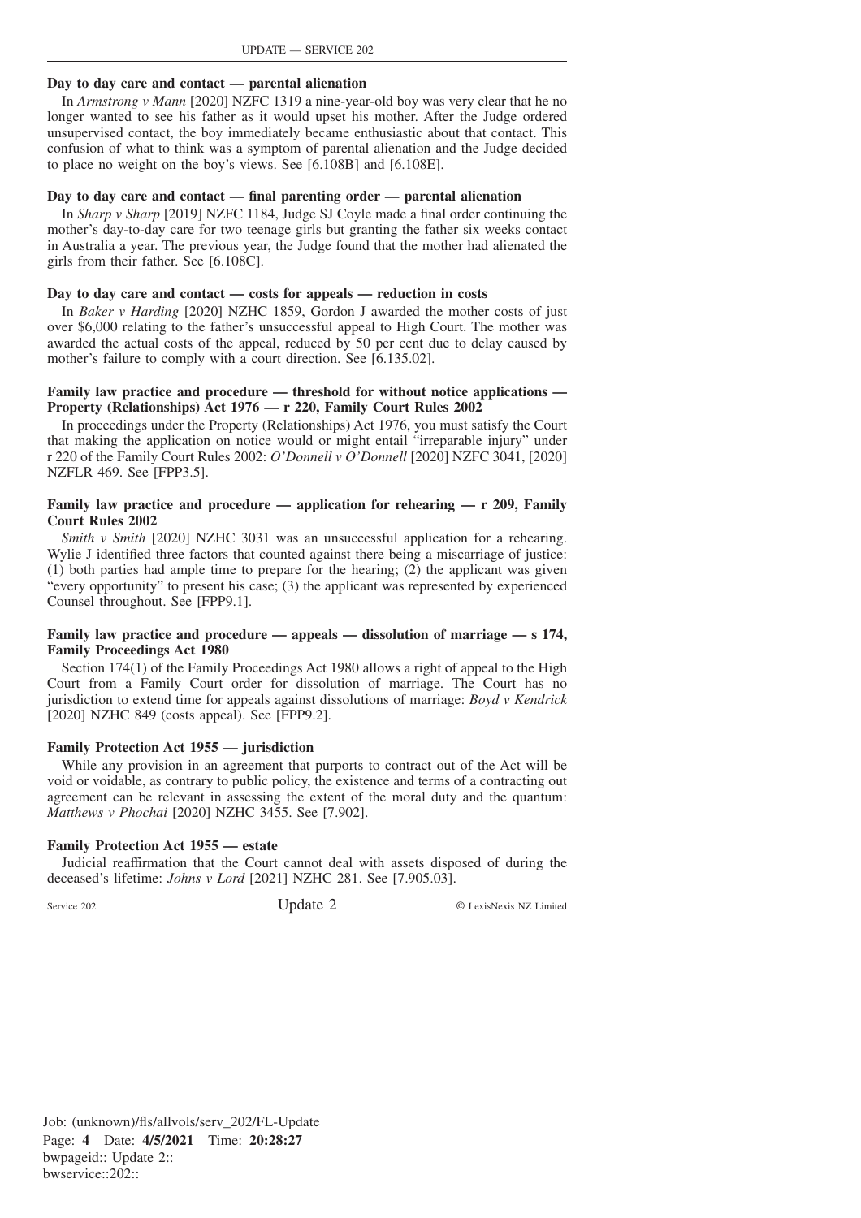### Day to day care and contact — parental alienation

In *Armstrong v Mann* [2020] NZFC 1319 a nine-year-old boy was very clear that he no longer wanted to see his father as it would upset his mother. After the Judge ordered unsupervised contact, the boy immediately became enthusiastic about that contact. This confusion of what to think was a symptom of parental alienation and the Judge decided to place no weight on the boy's views. See [6.108B] and [6.108E].

### Day to day care and contact — final parenting order — parental alienation

In *Sharp v Sharp* [2019] NZFC 1184, Judge SJ Coyle made a final order continuing the mother's day-to-day care for two teenage girls but granting the father six weeks contact in Australia a year. The previous year, the Judge found that the mother had alienated the girls from their father. See [6.108C].

### Day to day care and contact — costs for appeals — reduction in costs

In *Baker v Harding* [2020] NZHC 1859, Gordon J awarded the mother costs of just over $6,000 relating to the father's unsuccessful appeal to High Court. The mother was awarded the actual costs of the appeal, reduced by 50 per cent due to delay caused by mother's failure to comply with a court direction. See [6.135.02].

### Family law practice and procedure — threshold for without notice applications — Property (Relationships) Act 1976 — r 220, Family Court Rules 2002

In proceedings under the Property (Relationships) Act 1976, you must satisfy the Court that making the application on notice would or might entail "irreparable injury" under r 220 of the Family Court Rules 2002: *O'Donnell v O'Donnell* [2020] NZFC 3041, [2020] NZFLR 469. See [FPP3.5].

### Family law practice and procedure — application for rehearing — r 209, Family Court Rules 2002

*Smith v Smith* [2020] NZHC 3031 was an unsuccessful application for a rehearing. Wylie J identified three factors that counted against there being a miscarriage of justice: (1) both parties had ample time to prepare for the hearing; (2) the applicant was given "every opportunity" to present his case; (3) the applicant was represented by experienced Counsel throughout. See [FPP9.1].

### Family law practice and procedure — appeals — dissolution of marriage — s 174, Family Proceedings Act 1980

Section 174(1) of the Family Proceedings Act 1980 allows a right of appeal to the High Court from a Family Court order for dissolution of marriage. The Court has no jurisdiction to extend time for appeals against dissolutions of marriage: *Boyd v Kendrick* [2020] NZHC 849 (costs appeal). See [FPP9.2].

### Family Protection Act 1955 — jurisdiction

While any provision in an agreement that purports to contract out of the Act will be void or voidable, as contrary to public policy, the existence and terms of a contracting out agreement can be relevant in assessing the extent of the moral duty and the quantum: *Matthews v Phochai* [2020] NZHC 3455. See [7.902].

### Family Protection Act 1955 — estate

Judicial reaffirmation that the Court cannot deal with assets disposed of during the deceased's lifetime: *Johns v Lord* [2021] NZHC 281. See [7.905.03].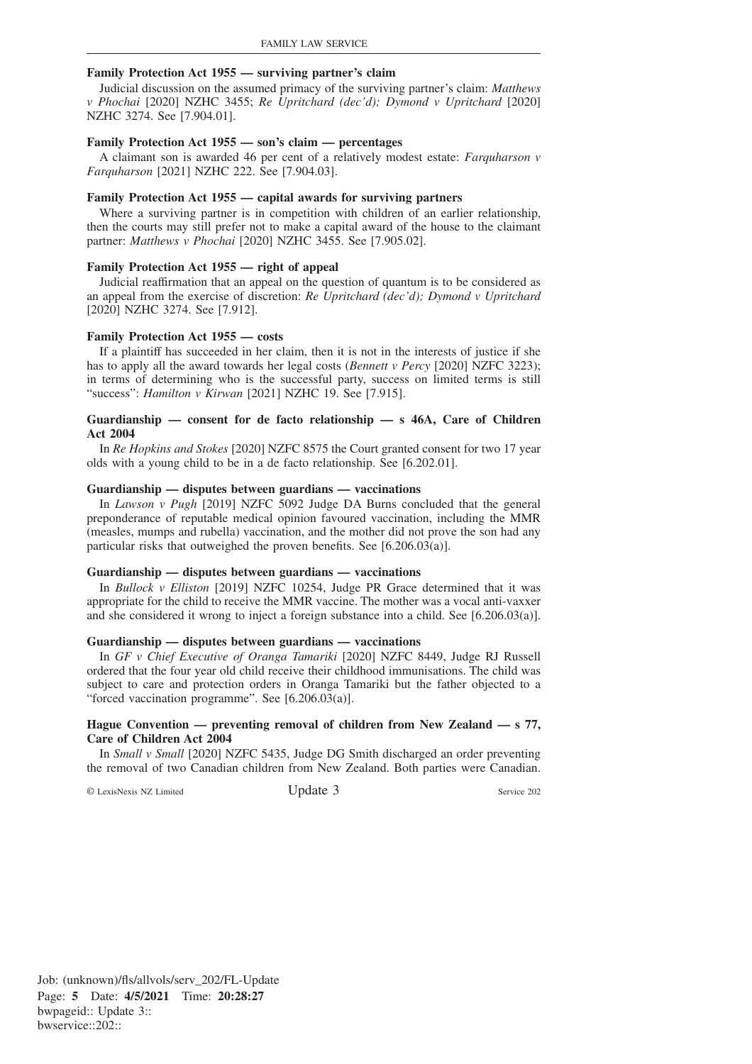**Family Protection Act 1955 — surviving partner's claim**

Judicial discussion on the assumed primacy of the surviving partner's claim: *Matthews v Phochai* [2020] NZHC 3455; *Re Upritchard (dec'd); Dymond v Upritchard* [2020] NZHC 3274. See [7.904.01].

**Family Protection Act 1955 — son's claim — percentages**

A claimant son is awarded 46 per cent of a relatively modest estate: *Farquharson v Farquharson* [2021] NZHC 222. See [7.904.03].

**Family Protection Act 1955 — capital awards for surviving partners**

Where a surviving partner is in competition with children of an earlier relationship, then the courts may still prefer not to make a capital award of the house to the claimant partner: *Matthews v Phochai* [2020] NZHC 3455. See [7.905.02].

**Family Protection Act 1955 — right of appeal**

Judicial reaffirmation that an appeal on the question of quantum is to be considered as an appeal from the exercise of discretion: *Re Upritchard (dec'd); Dymond v Upritchard* [2020] NZHC 3274. See [7.912].

**Family Protection Act 1955 — costs**

If a plaintiff has succeeded in her claim, then it is not in the interests of justice if she has to apply all the award towards her legal costs (*Bennett v Percy* [2020] NZFC 3223); in terms of determining who is the successful party, success on limited terms is still "success": *Hamilton v Kirwan* [2021] NZHC 19. See [7.915].

**Guardianship — consent for de facto relationship — s 46A, Care of Children Act 2004**

In *Re Hopkins and Stokes* [2020] NZFC 8575 the Court granted consent for two 17 year olds with a young child to be in a de facto relationship. See [6.202.01].

**Guardianship — disputes between guardians — vaccinations**

In *Lawson v Pugh* [2019] NZFC 5092 Judge DA Burns concluded that the general preponderance of reputable medical opinion favoured vaccination, including the MMR (measles, mumps and rubella) vaccination, and the mother did not prove the son had any particular risks that outweighed the proven benefits. See [6.206.03(a)].

**Guardianship — disputes between guardians — vaccinations**

In *Bullock v Elliston* [2019] NZFC 10254, Judge PR Grace determined that it was appropriate for the child to receive the MMR vaccine. The mother was a vocal anti-vaxxer and she considered it wrong to inject a foreign substance into a child. See [6.206.03(a)].

**Guardianship — disputes between guardians — vaccinations**

In *GF v Chief Executive of Oranga Tamariki* [2020] NZFC 8449, Judge RJ Russell ordered that the four year old child receive their childhood immunisations. The child was subject to care and protection orders in Oranga Tamariki but the father objected to a "forced vaccination programme". See [6.206.03(a)].

**Hague Convention — preventing removal of children from New Zealand — s 77, Care of Children Act 2004**

In *Small v Small* [2020] NZFC 5435, Judge DG Smith discharged an order preventing the removal of two Canadian children from New Zealand. Both parties were Canadian.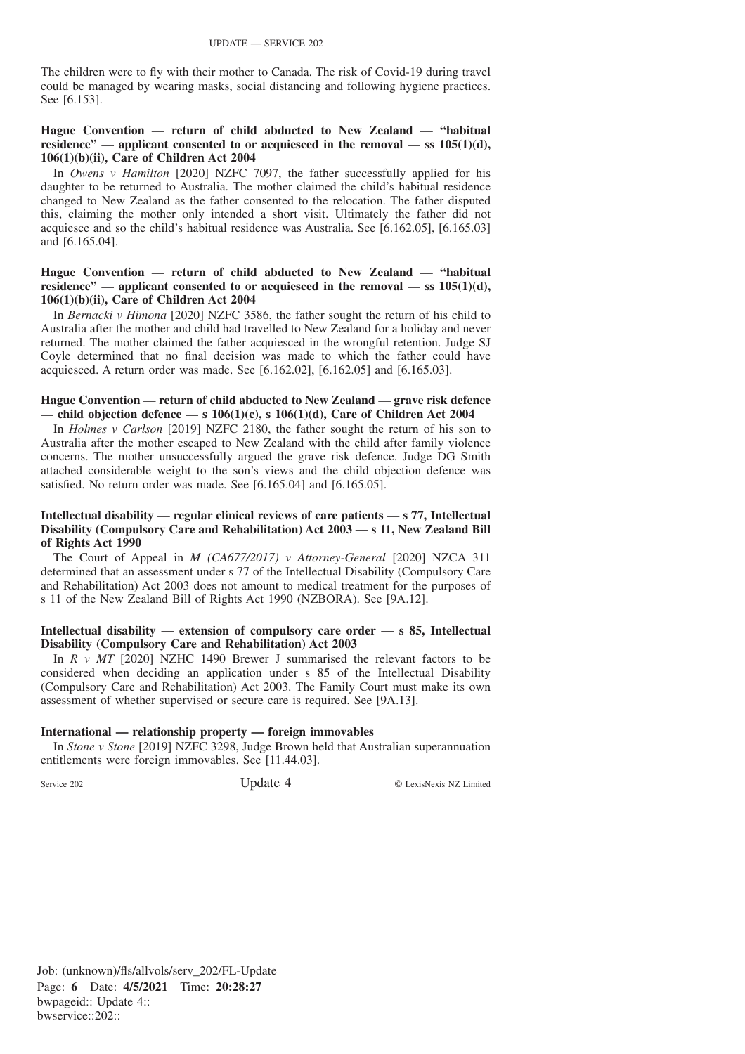The children were to fly with their mother to Canada. The risk of Covid-19 during travel could be managed by wearing masks, social distancing and following hygiene practices. See [6.153].

**Hague Convention — return of child abducted to New Zealand — "habitual residence" — applicant consented to or acquiesced in the removal — ss 105(1)(d), 106(1)(b)(ii), Care of Children Act 2004**

In *Owens v Hamilton* [2020] NZFC 7097, the father successfully applied for his daughter to be returned to Australia. The mother claimed the child's habitual residence changed to New Zealand as the father consented to the relocation. The father disputed this, claiming the mother only intended a short visit. Ultimately the father did not acquiesce and so the child's habitual residence was Australia. See [6.162.05], [6.165.03] and [6.165.04].

**Hague Convention — return of child abducted to New Zealand — "habitual residence" — applicant consented to or acquiesced in the removal — ss 105(1)(d), 106(1)(b)(ii), Care of Children Act 2004**

In *Bernacki v Himona* [2020] NZFC 3586, the father sought the return of his child to Australia after the mother and child had travelled to New Zealand for a holiday and never returned. The mother claimed the father acquiesced in the wrongful retention. Judge SJ Coyle determined that no final decision was made to which the father could have acquiesced. A return order was made. See [6.162.02], [6.162.05] and [6.165.03].

**Hague Convention — return of child abducted to New Zealand — grave risk defence — child objection defence — s 106(1)(c), s 106(1)(d), Care of Children Act 2004**

In *Holmes v Carlson* [2019] NZFC 2180, the father sought the return of his son to Australia after the mother escaped to New Zealand with the child after family violence concerns. The mother unsuccessfully argued the grave risk defence. Judge DG Smith attached considerable weight to the son's views and the child objection defence was satisfied. No return order was made. See [6.165.04] and [6.165.05].

**Intellectual disability — regular clinical reviews of care patients — s 77, Intellectual Disability (Compulsory Care and Rehabilitation) Act 2003 — s 11, New Zealand Bill of Rights Act 1990**

The Court of Appeal in *M (CA677/2017) v Attorney-General* [2020] NZCA 311 determined that an assessment under s 77 of the Intellectual Disability (Compulsory Care and Rehabilitation) Act 2003 does not amount to medical treatment for the purposes of s 11 of the New Zealand Bill of Rights Act 1990 (NZBORA). See [9A.12].

**Intellectual disability — extension of compulsory care order — s 85, Intellectual Disability (Compulsory Care and Rehabilitation) Act 2003**

In *R v MT* [2020] NZHC 1490 Brewer J summarised the relevant factors to be considered when deciding an application under s 85 of the Intellectual Disability (Compulsory Care and Rehabilitation) Act 2003. The Family Court must make its own assessment of whether supervised or secure care is required. See [9A.13].

**International — relationship property — foreign immovables**

In *Stone v Stone* [2019] NZFC 3298, Judge Brown held that Australian superannuation entitlements were foreign immovables. See [11.44.03].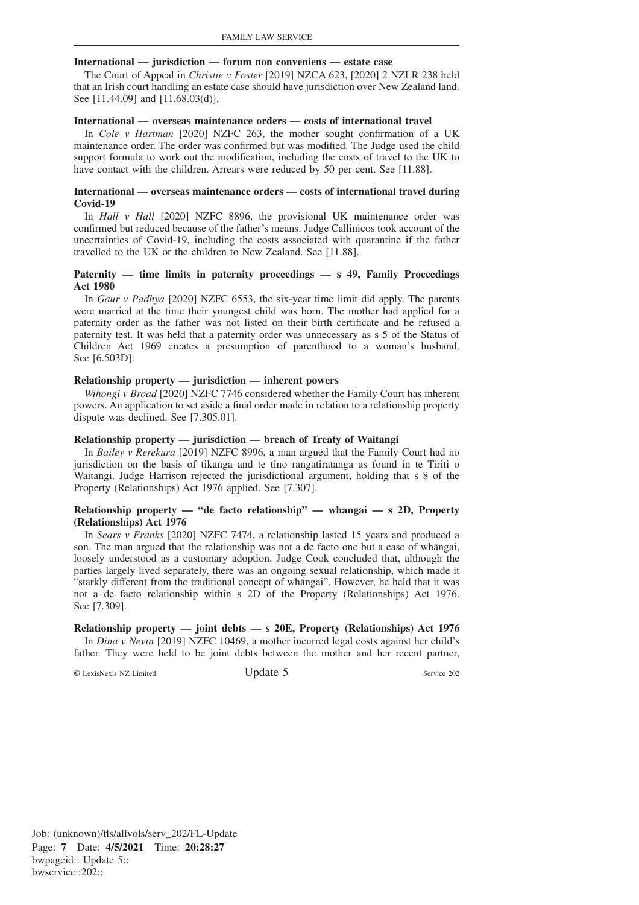**International — jurisdiction — forum non conveniens — estate case**

The Court of Appeal in *Christie v Foster* [2019] NZCA 623, [2020] 2 NZLR 238 held that an Irish court handling an estate case should have jurisdiction over New Zealand land. See [11.44.09] and [11.68.03(d)].

**International — overseas maintenance orders — costs of international travel**

In *Cole v Hartman* [2020] NZFC 263, the mother sought confirmation of a UK maintenance order. The order was confirmed but was modified. The Judge used the child support formula to work out the modification, including the costs of travel to the UK to have contact with the children. Arrears were reduced by 50 per cent. See [11.88].

**International — overseas maintenance orders — costs of international travel during Covid-19**

In *Hall v Hall* [2020] NZFC 8896, the provisional UK maintenance order was confirmed but reduced because of the father's means. Judge Callinicos took account of the uncertainties of Covid-19, including the costs associated with quarantine if the father travelled to the UK or the children to New Zealand. See [11.88].

**Paternity — time limits in paternity proceedings — s 49, Family Proceedings Act 1980**

In *Gaur v Padhya* [2020] NZFC 6553, the six-year time limit did apply. The parents were married at the time their youngest child was born. The mother had applied for a paternity order as the father was not listed on their birth certificate and he refused a paternity test. It was held that a paternity order was unnecessary as s 5 of the Status of Children Act 1969 creates a presumption of parenthood to a woman's husband. See [6.503D].

**Relationship property — jurisdiction — inherent powers**

*Wihongi v Broad* [2020] NZFC 7746 considered whether the Family Court has inherent powers. An application to set aside a final order made in relation to a relationship property dispute was declined. See [7.305.01].

**Relationship property — jurisdiction — breach of Treaty of Waitangi**

In *Bailey v Rerekura* [2019] NZFC 8996, a man argued that the Family Court had no jurisdiction on the basis of tikanga and te tino rangatiratanga as found in te Tiriti o Waitangi. Judge Harrison rejected the jurisdictional argument, holding that s 8 of the Property (Relationships) Act 1976 applied. See [7.307].

**Relationship property — "de facto relationship" — whangai — s 2D, Property (Relationships) Act 1976**

In *Sears v Franks* [2020] NZFC 7474, a relationship lasted 15 years and produced a son. The man argued that the relationship was not a de facto one but a case of whāngai, loosely understood as a customary adoption. Judge Cook concluded that, although the parties largely lived separately, there was an ongoing sexual relationship, which made it "starkly different from the traditional concept of whāngai". However, he held that it was not a de facto relationship within s 2D of the Property (Relationships) Act 1976. See [7.309].

**Relationship property — joint debts — s 20E, Property (Relationships) Act 1976**

In *Dina v Nevin* [2019] NZFC 10469, a mother incurred legal costs against her child's father. They were held to be joint debts between the mother and her recent partner,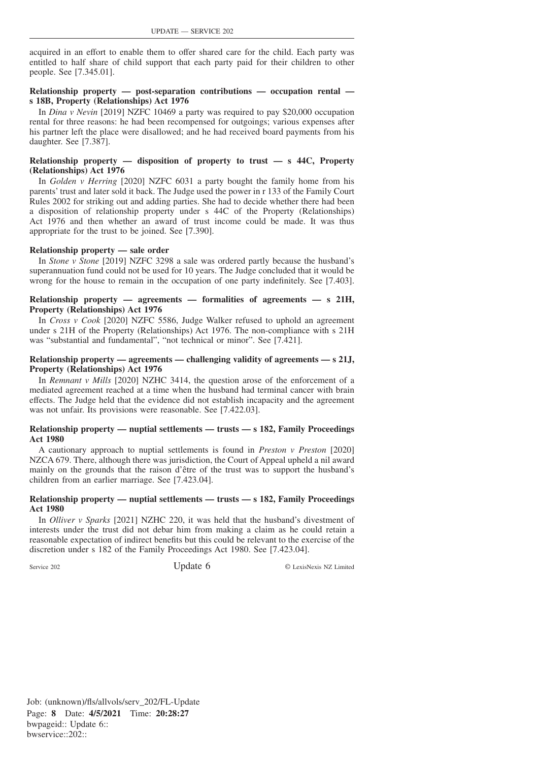acquired in an effort to enable them to offer shared care for the child. Each party was entitled to half share of child support that each party paid for their children to other people. See [7.345.01].

**Relationship property — post-separation contributions — occupation rental — s 18B, Property (Relationships) Act 1976**

In *Dina v Nevin* [2019] NZFC 10469 a party was required to pay $20,000 occupation rental for three reasons: he had been recompensed for outgoings; various expenses after his partner left the place were disallowed; and he had received board payments from his daughter. See [7.387].

**Relationship property — disposition of property to trust — s 44C, Property (Relationships) Act 1976**

In *Golden v Herring* [2020] NZFC 6031 a party bought the family home from his parents' trust and later sold it back. The Judge used the power in r 133 of the Family Court Rules 2002 for striking out and adding parties. She had to decide whether there had been a disposition of relationship property under s 44C of the Property (Relationships) Act 1976 and then whether an award of trust income could be made. It was thus appropriate for the trust to be joined. See [7.390].

**Relationship property — sale order**

In *Stone v Stone* [2019] NZFC 3298 a sale was ordered partly because the husband's superannuation fund could not be used for 10 years. The Judge concluded that it would be wrong for the house to remain in the occupation of one party indefinitely. See [7.403].

**Relationship property — agreements — formalities of agreements — s 21H, Property (Relationships) Act 1976**

In *Cross v Cook* [2020] NZFC 5586, Judge Walker refused to uphold an agreement under s 21H of the Property (Relationships) Act 1976. The non-compliance with s 21H was "substantial and fundamental", "not technical or minor". See [7.421].

**Relationship property — agreements — challenging validity of agreements — s 21J, Property (Relationships) Act 1976**

In *Remnant v Mills* [2020] NZHC 3414, the question arose of the enforcement of a mediated agreement reached at a time when the husband had terminal cancer with brain effects. The Judge held that the evidence did not establish incapacity and the agreement was not unfair. Its provisions were reasonable. See [7.422.03].

**Relationship property — nuptial settlements — trusts — s 182, Family Proceedings Act 1980**

A cautionary approach to nuptial settlements is found in *Preston v Preston* [2020] NZCA 679. There, although there was jurisdiction, the Court of Appeal upheld a nil award mainly on the grounds that the raison d'être of the trust was to support the husband's children from an earlier marriage. See [7.423.04].

**Relationship property — nuptial settlements — trusts — s 182, Family Proceedings Act 1980**

In *Olliver v Sparks* [2021] NZHC 220, it was held that the husband's divestment of interests under the trust did not debar him from making a claim as he could retain a reasonable expectation of indirect benefits but this could be relevant to the exercise of the discretion under s 182 of the Family Proceedings Act 1980. See [7.423.04].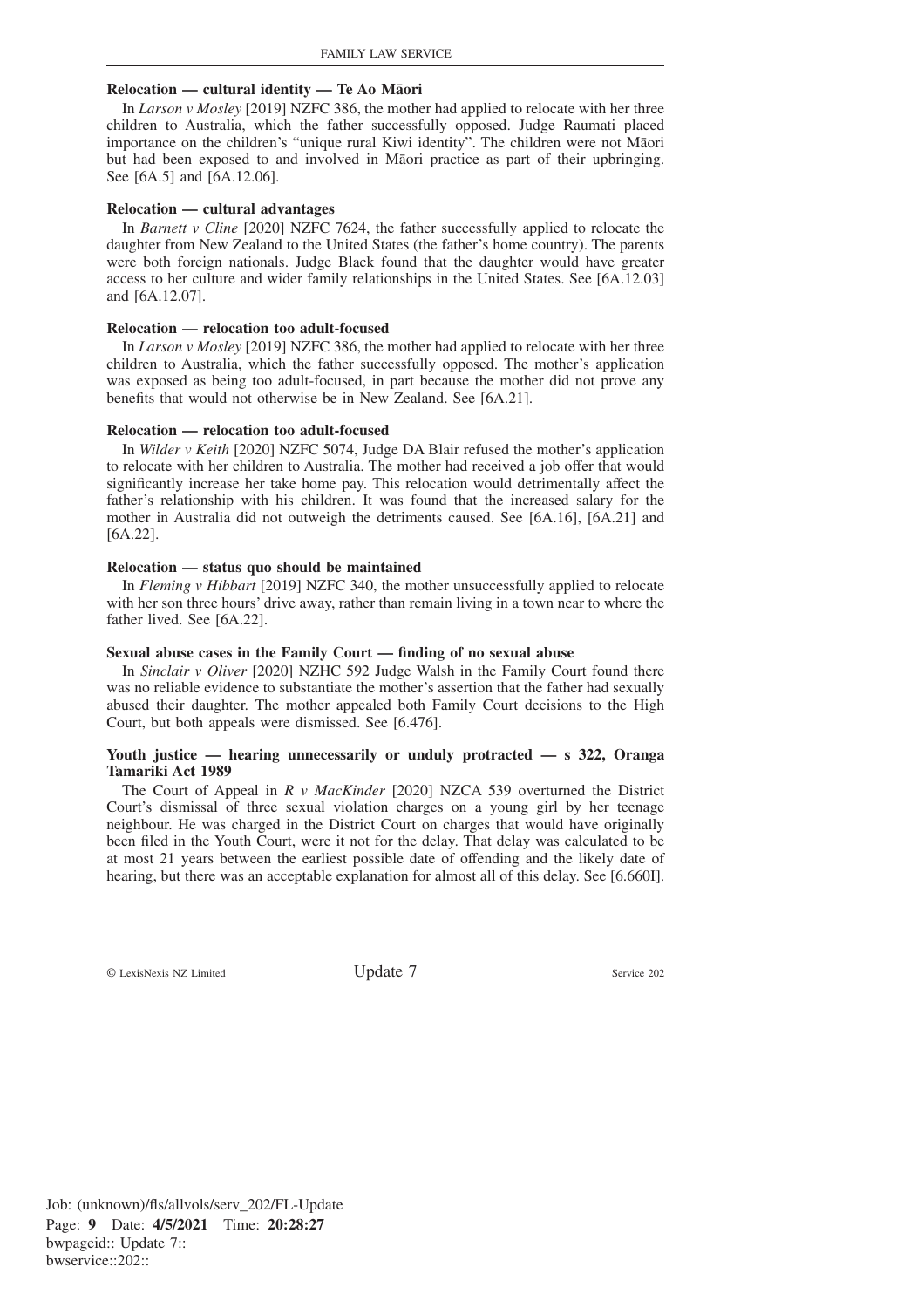**Relocation — cultural identity — Te Ao Māori**

In *Larson v Mosley* [2019] NZFC 386, the mother had applied to relocate with her three children to Australia, which the father successfully opposed. Judge Raumati placed importance on the children's "unique rural Kiwi identity". The children were not Māori but had been exposed to and involved in Māori practice as part of their upbringing. See [6A.5] and [6A.12.06].

**Relocation — cultural advantages**

In *Barnett v Cline* [2020] NZFC 7624, the father successfully applied to relocate the daughter from New Zealand to the United States (the father's home country). The parents were both foreign nationals. Judge Black found that the daughter would have greater access to her culture and wider family relationships in the United States. See [6A.12.03] and [6A.12.07].

**Relocation — relocation too adult-focused**

In *Larson v Mosley* [2019] NZFC 386, the mother had applied to relocate with her three children to Australia, which the father successfully opposed. The mother's application was exposed as being too adult-focused, in part because the mother did not prove any benefits that would not otherwise be in New Zealand. See [6A.21].

**Relocation — relocation too adult-focused**

In *Wilder v Keith* [2020] NZFC 5074, Judge DA Blair refused the mother's application to relocate with her children to Australia. The mother had received a job offer that would significantly increase her take home pay. This relocation would detrimentally affect the father's relationship with his children. It was found that the increased salary for the mother in Australia did not outweigh the detriments caused. See [6A.16], [6A.21] and [6A.22].

**Relocation — status quo should be maintained**

In *Fleming v Hibbart* [2019] NZFC 340, the mother unsuccessfully applied to relocate with her son three hours' drive away, rather than remain living in a town near to where the father lived. See [6A.22].

**Sexual abuse cases in the Family Court — finding of no sexual abuse**

In *Sinclair v Oliver* [2020] NZHC 592 Judge Walsh in the Family Court found there was no reliable evidence to substantiate the mother's assertion that the father had sexually abused their daughter. The mother appealed both Family Court decisions to the High Court, but both appeals were dismissed. See [6.476].

**Youth justice — hearing unnecessarily or unduly protracted — s 322, Oranga Tamariki Act 1989**

The Court of Appeal in *R v MacKinder* [2020] NZCA 539 overturned the District Court's dismissal of three sexual violation charges on a young girl by her teenage neighbour. He was charged in the District Court on charges that would have originally been filed in the Youth Court, were it not for the delay. That delay was calculated to be at most 21 years between the earliest possible date of offending and the likely date of hearing, but there was an acceptable explanation for almost all of this delay. See [6.660I].